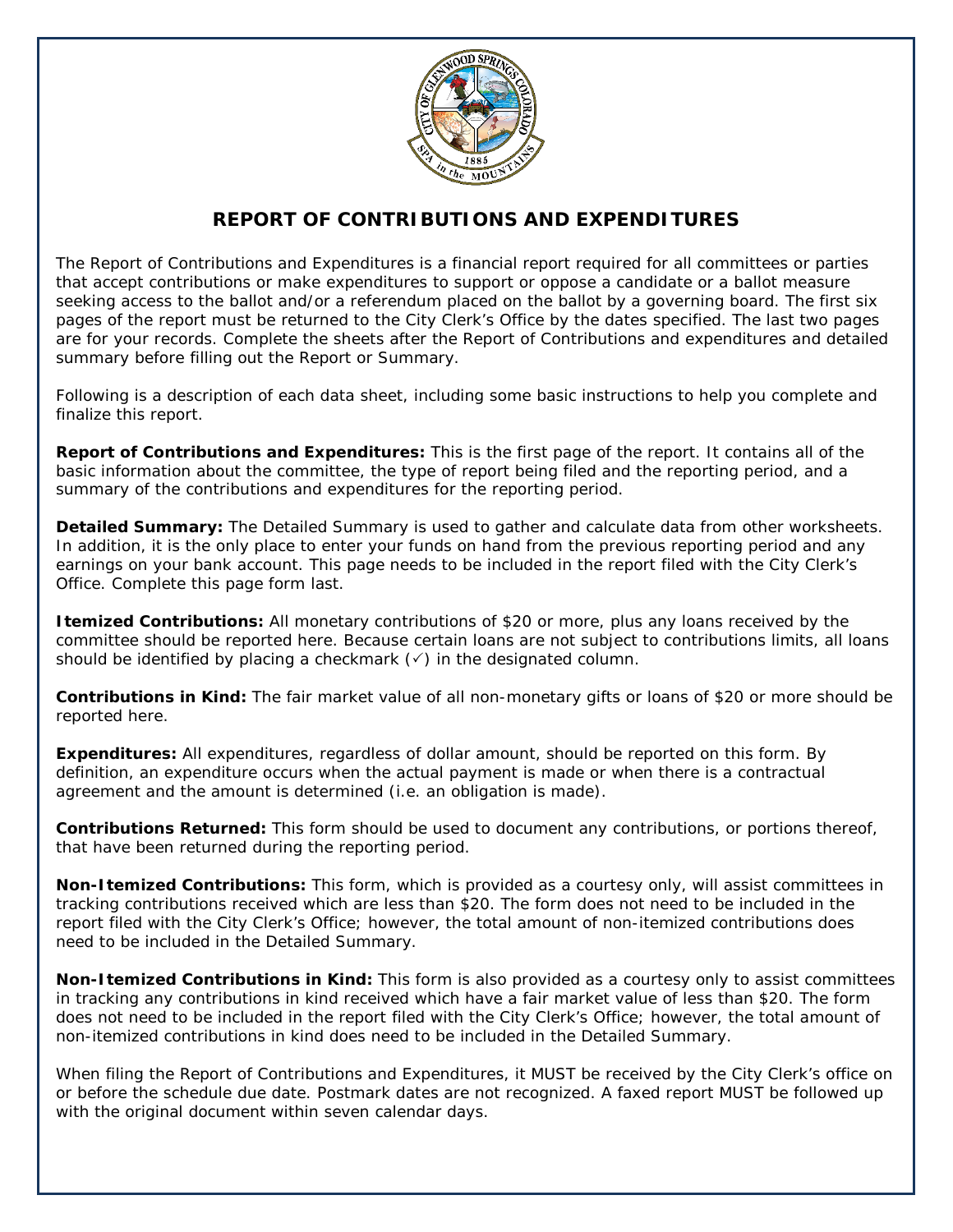# REPORT OF CONTRIBUTIONS AND EXPENDITURES

The Report of Contributions and Expenditures is a financial report required for all committees or parties that accept contributions or make expenditures to support or oppose a candidate or a ballot measure seeking access to the ballot and/or a referendum placed on the ballot by a governing board. The first six pages of the report must be returned to the City Clerk's Office by the dates specified. The last two pages are for your records. Complete the sheets after the Report of Contributions and expenditures and detailed summary before filling out the Report or Summary.

Following is a description of each data sheet, including some basic instructions to help you complete and finalize this report.

**Report of Contributions and Expenditures:** This is the first page of the report. It contains all of the basic information about the committee, the type of report being filed and the reporting period, and a summary of the contributions and expenditures for the reporting period.

**Detailed Summary:** The Detailed Summary is used to gather and calculate data from other worksheets. In addition, it is the only place to enter your funds on hand from the previous reporting period and any earnings on your bank account. This page needs to be included in the report filed with the City Clerk's Office. Complete this page form last.

**Itemized Contributions:** All monetary contributions of $20 or more, plus any loans received by the committee should be reported here. Because certain loans are not subject to contributions limits, all loans should be identified by placing a checkmark (✓) in the designated column.

**Contributions in Kind:** The fair market value of all non-monetary gifts or loans of $20 or more should be reported here.

**Expenditures:** All expenditures, regardless of dollar amount, should be reported on this form. By definition, an expenditure occurs when the actual payment is made or when there is a contractual agreement and the amount is determined (i.e. an obligation is made).

**Contributions Returned:** This form should be used to document any contributions, or portions thereof, that have been returned during the reporting period.

**Non-Itemized Contributions:** This form, which is provided as a courtesy only, will assist committees in tracking contributions received which are less than $20. The form does not need to be included in the report filed with the City Clerk's Office; however, the total amount of non-itemized contributions does need to be included in the Detailed Summary.

**Non-Itemized Contributions in Kind:** This form is also provided as a courtesy only to assist committees in tracking any contributions in kind received which have a fair market value of less than $20. The form does not need to be included in the report filed with the City Clerk's Office; however, the total amount of non-itemized contributions in kind does need to be included in the Detailed Summary.

When filing the Report of Contributions and Expenditures, it MUST be received by the City Clerk's office on or before the schedule due date. Postmark dates are not recognized. A faxed report MUST be followed up with the original document within seven calendar days.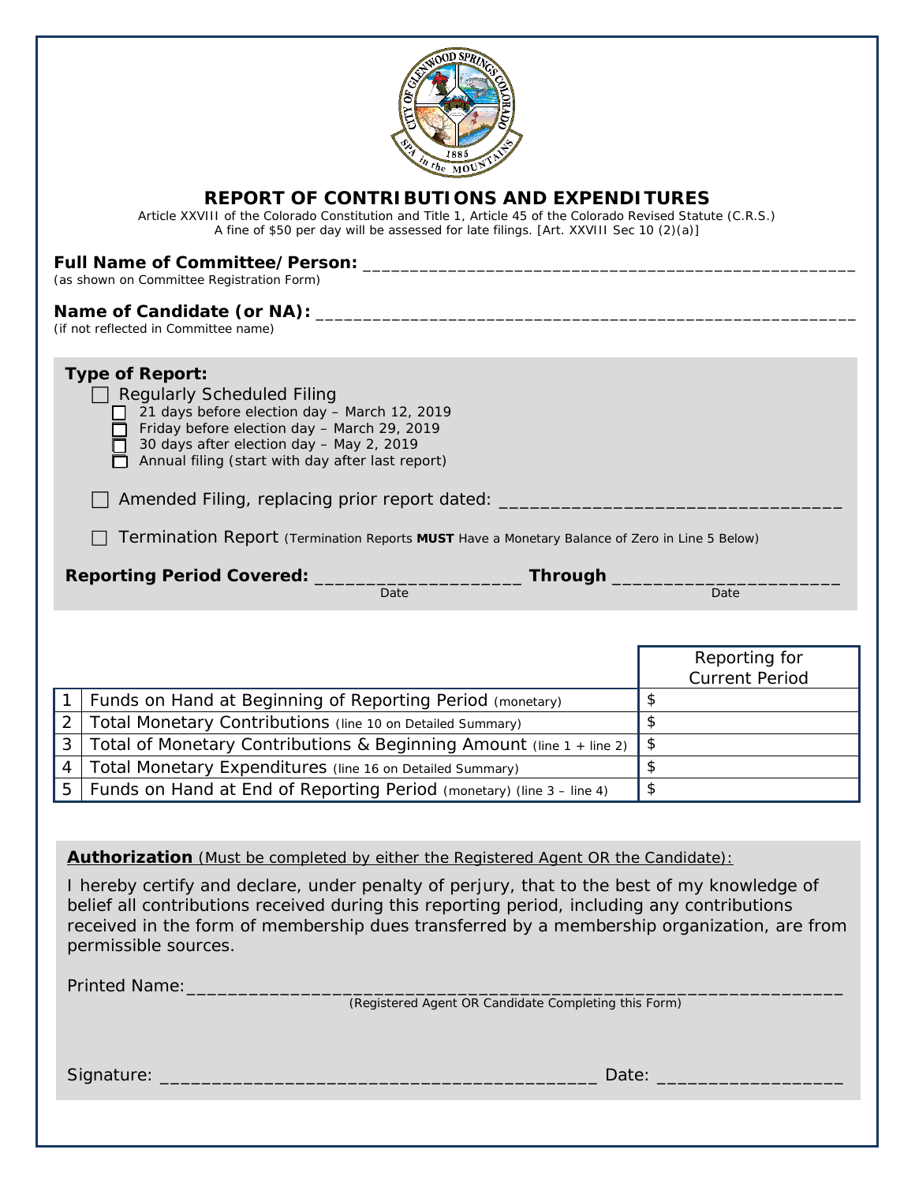# REPORT OF CONTRIBUTIONS AND EXPENDITURES

Article XXVIII of the Colorado Constitution and Title 1, Article 45 of the Colorado Revised Statute (C.R.S.)
A fine of $50 per day will be assessed for late filings. [Art. XXVIII Sec 10 (2)(a)]

**Full Name of Committee/Person:** ____________________________________________________
(as shown on Committee Registration Form)

**Name of Candidate (or NA):** ________________________________________________________
(if not reflected in Committee name)

**Type of Report:**

- ☐ Regularly Scheduled Filing
  - ☐ 21 days before election day – March 12, 2019
  - ☐ Friday before election day – March 29, 2019
  - ☐ 30 days after election day – May 2, 2019
  - ☐ Annual filing (start with day after last report)
- ☐ Amended Filing, replacing prior report dated: _________________________________
- ☐ Termination Report (Termination Reports **MUST** Have a Monetary Balance of Zero in Line 5 Below)

**Reporting Period Covered:** ____________________ **Through** ______________________
Date Date

| | | Reporting for Current Period |
|---|---|---|
| 1 | Funds on Hand at Beginning of Reporting Period (monetary) | $ |
| 2 | Total Monetary Contributions (line 10 on Detailed Summary) | $ |
| 3 | Total of Monetary Contributions & Beginning Amount (line 1 + line 2) | $ |
| 4 | Total Monetary Expenditures (line 16 on Detailed Summary) | $ |
| 5 | Funds on Hand at End of Reporting Period (monetary) (line 3 – line 4) | $ |

**Authorization** (Must be completed by either the Registered Agent OR the Candidate):

I hereby certify and declare, under penalty of perjury, that to the best of my knowledge of belief all contributions received during this reporting period, including any contributions received in the form of membership dues transferred by a membership organization, are from permissible sources.

Printed Name:_______________________________________________________________
(Registered Agent OR Candidate Completing this Form)

Signature: ________________________________________ Date: __________________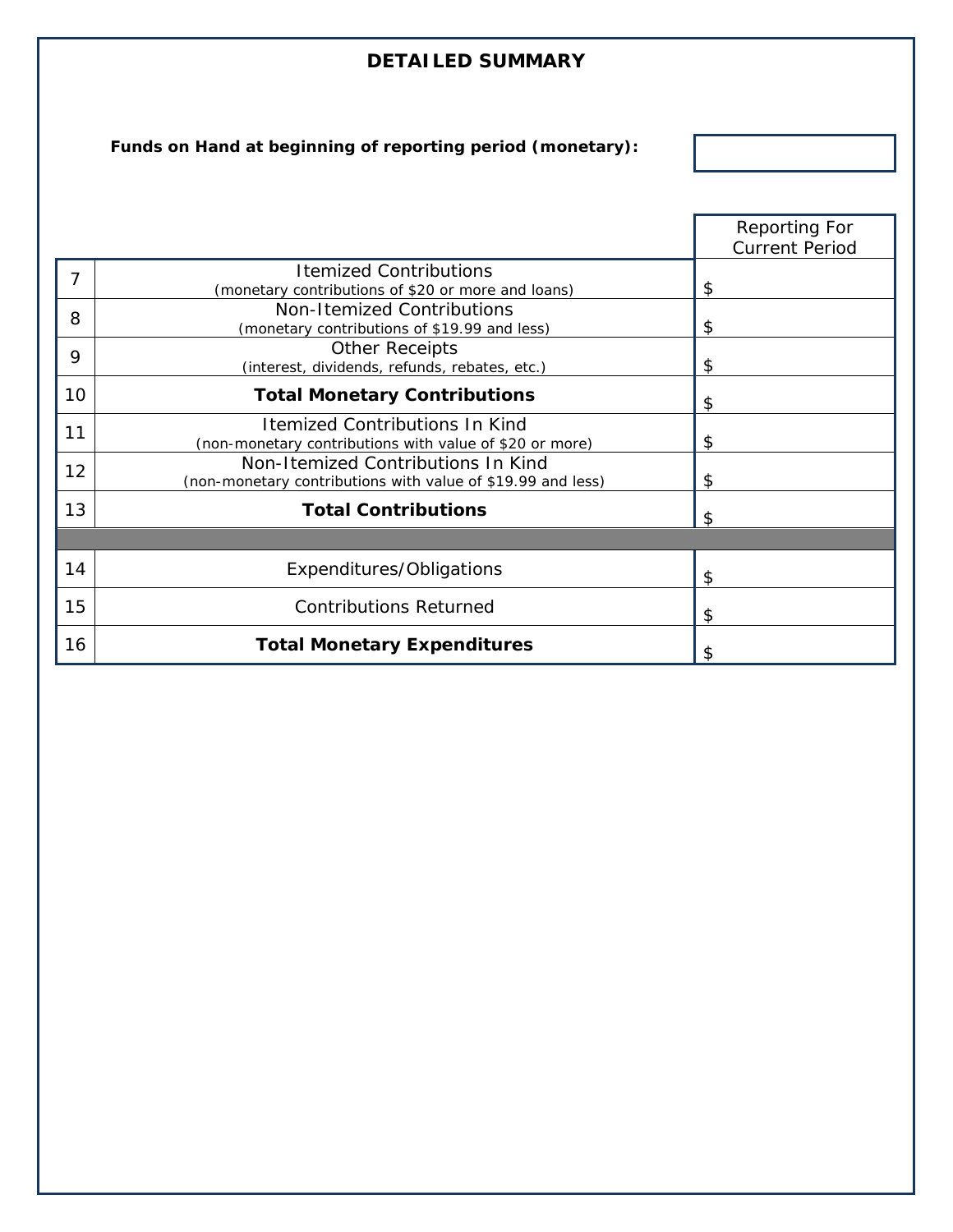# DETAILED SUMMARY

**Funds on Hand at beginning of reporting period (monetary):**

| | | Reporting For Current Period |
|---|---|---|
| 7 | Itemized Contributions (monetary contributions of $20 or more and loans) | $ |
| 8 | Non-Itemized Contributions (monetary contributions of $19.99 and less) | $ |
| 9 | Other Receipts (interest, dividends, refunds, rebates, etc.) | $ |
| 10 | **Total Monetary Contributions** | $ |
| 11 | Itemized Contributions In Kind (non-monetary contributions with value of $20 or more) | $ |
| 12 | Non-Itemized Contributions In Kind (non-monetary contributions with value of $19.99 and less) | $ |
| 13 | **Total Contributions** | $ |
| | | |
| 14 | Expenditures/Obligations | $ |
| 15 | Contributions Returned | $ |
| 16 | **Total Monetary Expenditures** | $ |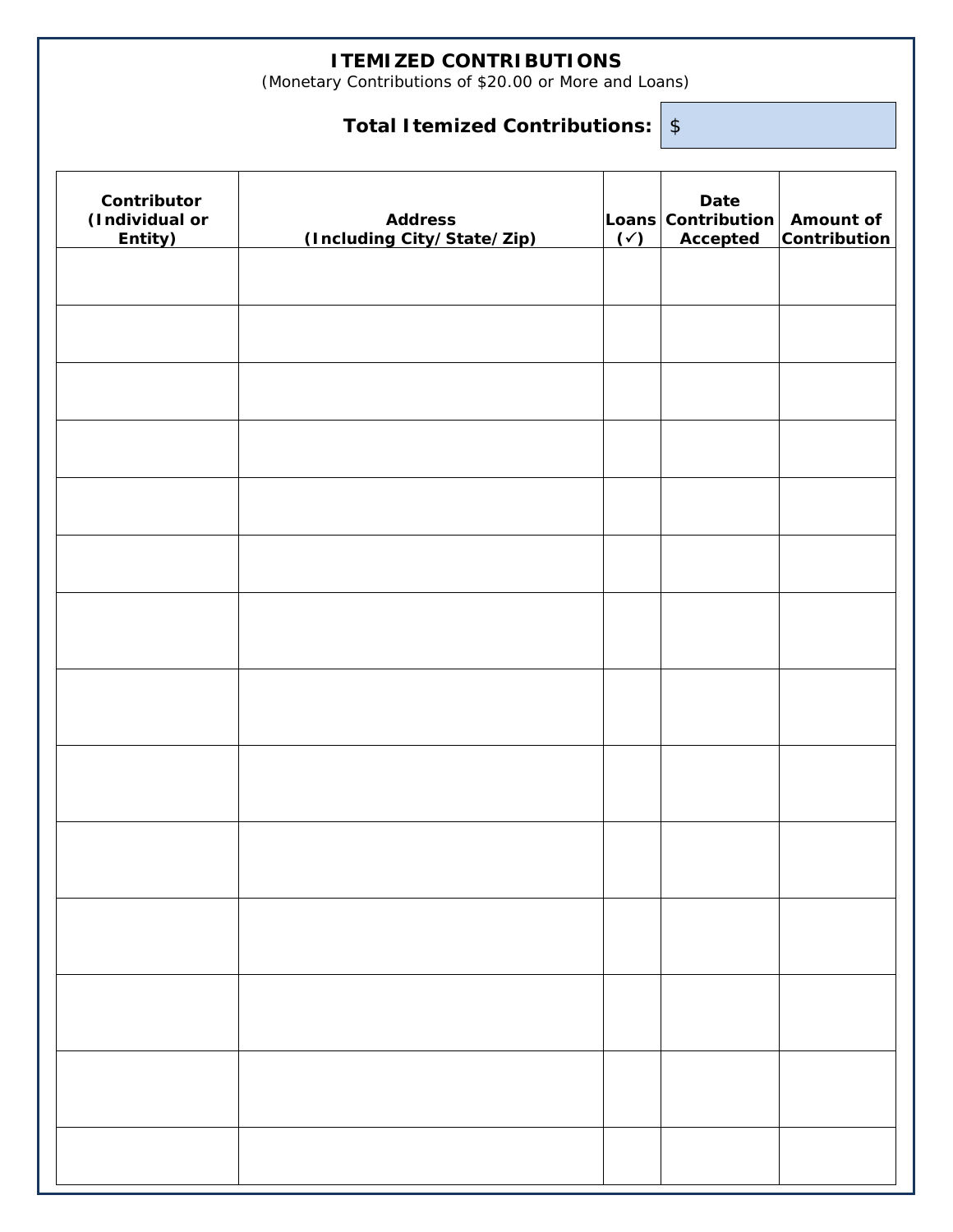## ITEMIZED CONTRIBUTIONS

(Monetary Contributions of $20.00 or More and Loans)

**Total Itemized Contributions:** $

| Contributor (Individual or Entity) | Address (Including City/State/Zip) | Loans (✓) | Date Contribution Accepted | Amount of Contribution |
|---|---|---|---|---|
| | | | | |
| | | | | |
| | | | | |
| | | | | |
| | | | | |
| | | | | |
| | | | | |
| | | | | |
| | | | | |
| | | | | |
| | | | | |
| | | | | |
| | | | | |
| | | | | |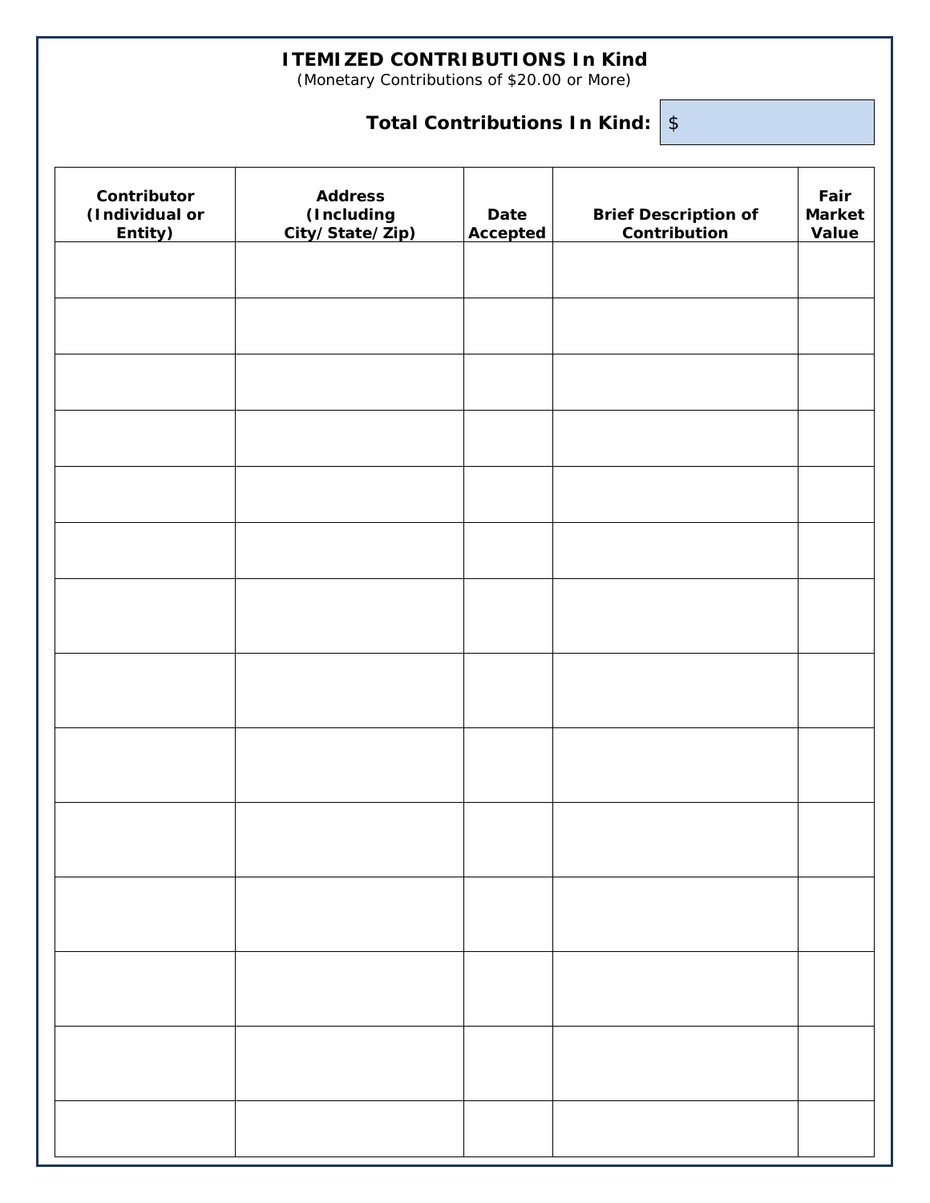# ITEMIZED CONTRIBUTIONS In Kind

(Monetary Contributions of $20.00 or More)

**Total Contributions In Kind:** $

| Contributor (Individual or Entity) | Address (Including City/State/Zip) | Date Accepted | Brief Description of Contribution | Fair Market Value |
|---|---|---|---|---|
| | | | | |
| | | | | |
| | | | | |
| | | | | |
| | | | | |
| | | | | |
| | | | | |
| | | | | |
| | | | | |
| | | | | |
| | | | | |
| | | | | |
| | | | | |
| | | | | |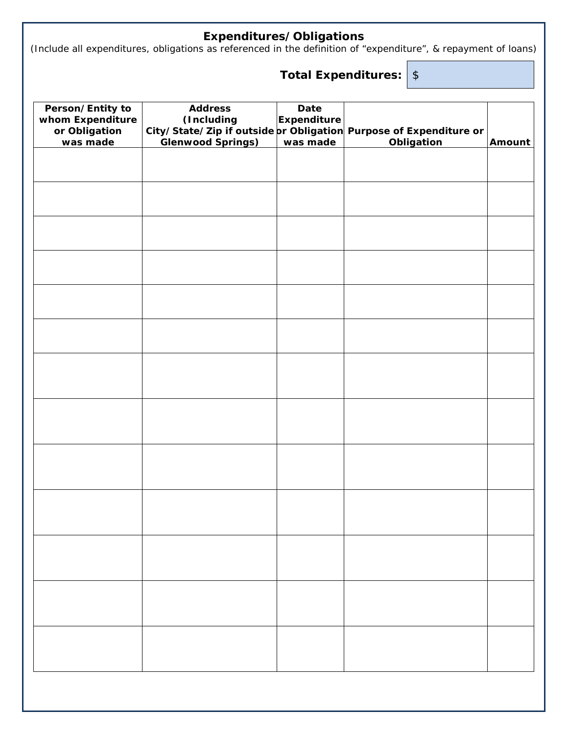## Expenditures/Obligations

(Include all expenditures, obligations as referenced in the definition of "expenditure", & repayment of loans)

**Total Expenditures:** $

| Person/Entity to whom Expenditure or Obligation was made | Address (Including City/State/Zip if outside Glenwood Springs) | Date Expenditure or Obligation was made | Purpose of Expenditure or Obligation | Amount |
|---|---|---|---|---|
| | | | | |
| | | | | |
| | | | | |
| | | | | |
| | | | | |
| | | | | |
| | | | | |
| | | | | |
| | | | | |
| | | | | |
| | | | | |
| | | | | |
| | | | | |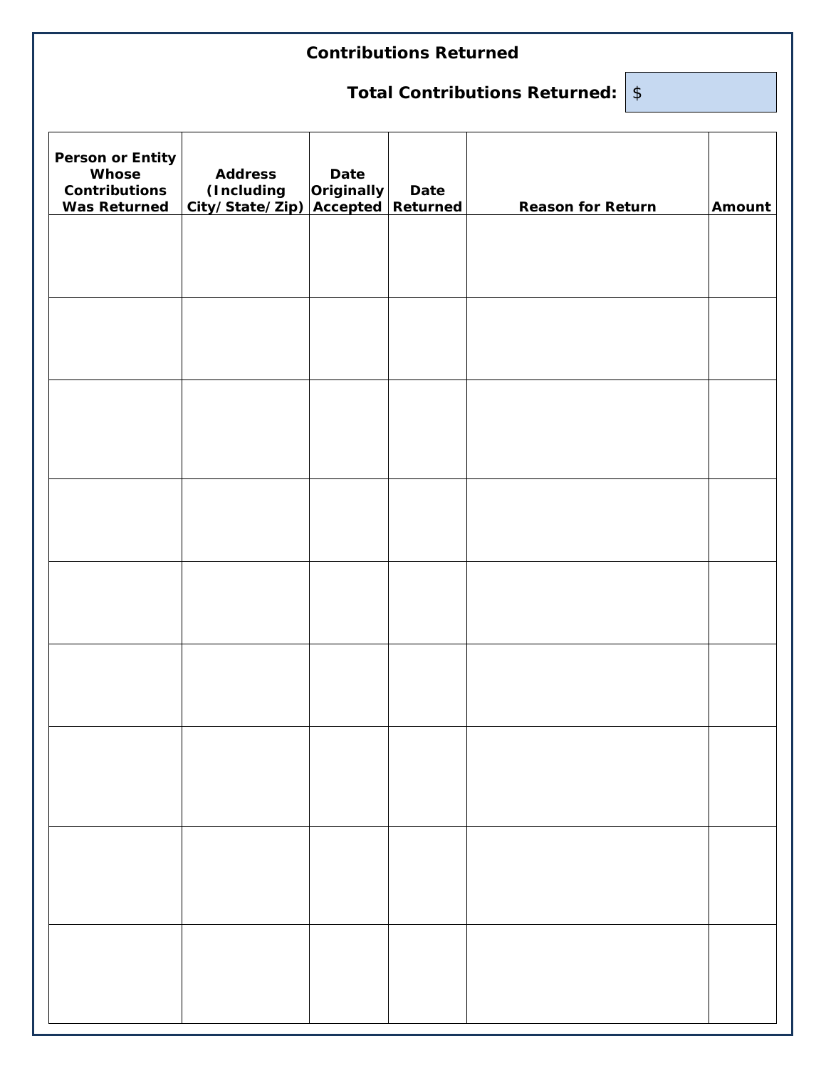# Contributions Returned

**Total Contributions Returned:** $

| Person or Entity Whose Contributions Was Returned | Address (Including City/State/Zip) | Date Originally Accepted | Date Returned | Reason for Return | Amount |
|---|---|---|---|---|---|
| | | | | | |
| | | | | | |
| | | | | | |
| | | | | | |
| | | | | | |
| | | | | | |
| | | | | | |
| | | | | | |
| | | | | | |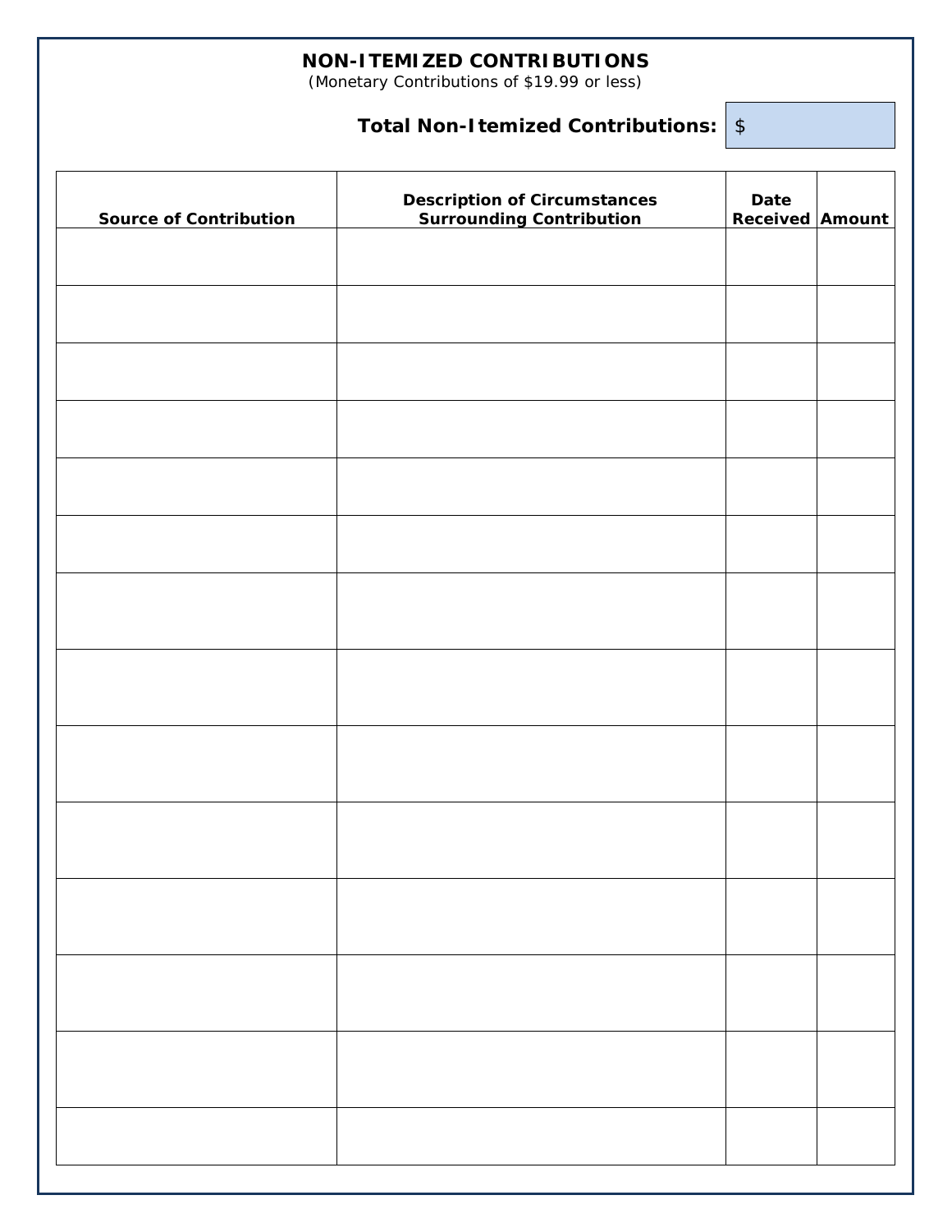## NON-ITEMIZED CONTRIBUTIONS

(Monetary Contributions of $19.99 or less)

**Total Non-Itemized Contributions:** $

| Source of Contribution | Description of Circumstances Surrounding Contribution | Date Received | Amount |
|---|---|---|---|
| | | | |
| | | | |
| | | | |
| | | | |
| | | | |
| | | | |
| | | | |
| | | | |
| | | | |
| | | | |
| | | | |
| | | | |
| | | | |
| | | | |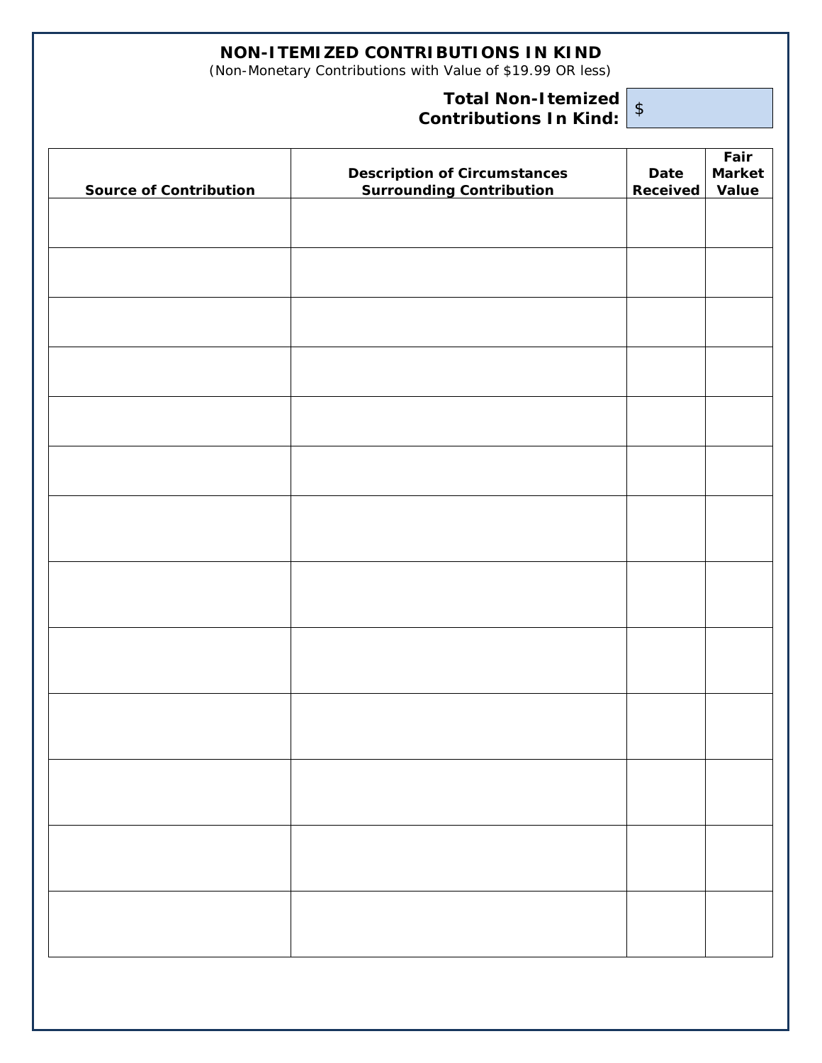## NON-ITEMIZED CONTRIBUTIONS IN KIND

(Non-Monetary Contributions with Value of $19.99 OR less)

**Total Non-Itemized Contributions In Kind:** $

| Source of Contribution | Description of Circumstances Surrounding Contribution | Date Received | Fair Market Value |
|---|---|---|---|
| | | | |
| | | | |
| | | | |
| | | | |
| | | | |
| | | | |
| | | | |
| | | | |
| | | | |
| | | | |
| | | | |
| | | | |
| | | | |